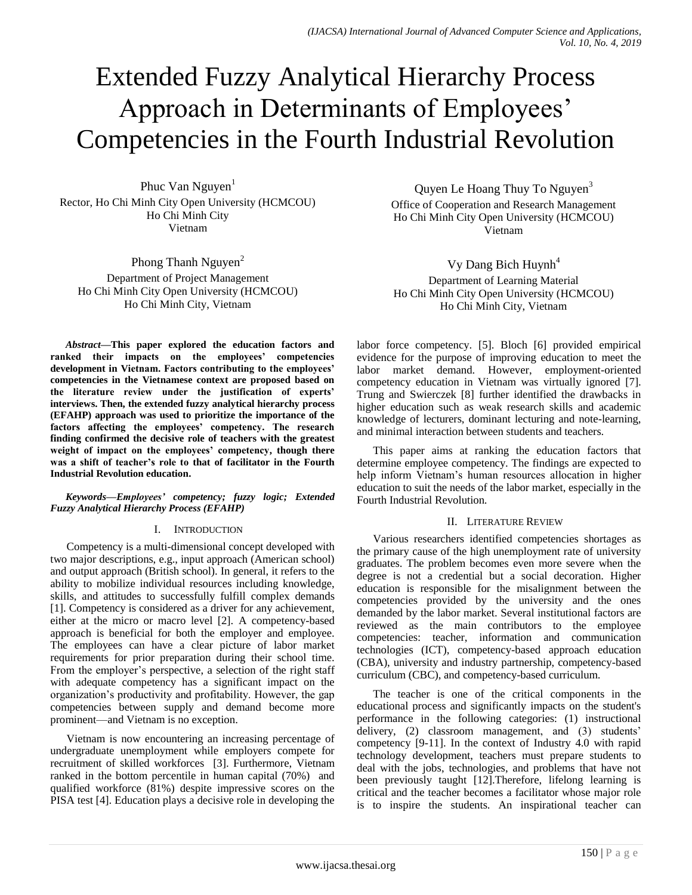# Extended Fuzzy Analytical Hierarchy Process Approach in Determinants of Employees' Competencies in the Fourth Industrial Revolution

Phuc Van Nguyen[1]
Rector, Ho Chi Minh City Open University (HCMCOU)
Ho Chi Minh City
Vietnam

Phong Thanh Nguyen[2]
Department of Project Management
Ho Chi Minh City Open University (HCMCOU)
Ho Chi Minh City, Vietnam

Quyen Le Hoang Thuy To Nguyen[3]
Office of Cooperation and Research Management
Ho Chi Minh City Open University (HCMCOU)
Vietnam

Vy Dang Bich Huynh[4]
Department of Learning Material
Ho Chi Minh City Open University (HCMCOU)
Ho Chi Minh City, Vietnam

***Abstract*—This paper explored the education factors and ranked their impacts on the employees' competencies development in Vietnam. Factors contributing to the employees' competencies in the Vietnamese context are proposed based on the literature review under the justification of experts' interviews. Then, the extended fuzzy analytical hierarchy process (EFAHP) approach was used to prioritize the importance of the factors affecting the employees' competency. The research finding confirmed the decisive role of teachers with the greatest weight of impact on the employees' competency, though there was a shift of teacher's role to that of facilitator in the Fourth Industrial Revolution education.**

***Keywords—Employees' competency; fuzzy logic; Extended Fuzzy Analytical Hierarchy Process (EFAHP)***

## I. Introduction

Competency is a multi-dimensional concept developed with two major descriptions, e.g., input approach (American school) and output approach (British school). In general, it refers to the ability to mobilize individual resources including knowledge, skills, and attitudes to successfully fulfill complex demands [1]. Competency is considered as a driver for any achievement, either at the micro or macro level [2]. A competency-based approach is beneficial for both the employer and employee. The employees can have a clear picture of labor market requirements for prior preparation during their school time. From the employer's perspective, a selection of the right staff with adequate competency has a significant impact on the organization's productivity and profitability. However, the gap competencies between supply and demand become more prominent—and Vietnam is no exception.

Vietnam is now encountering an increasing percentage of undergraduate unemployment while employers compete for recruitment of skilled workforces [3]. Furthermore, Vietnam ranked in the bottom percentile in human capital (70%) and qualified workforce (81%) despite impressive scores on the PISA test [4]. Education plays a decisive role in developing the labor force competency. [5]. Bloch [6] provided empirical evidence for the purpose of improving education to meet the labor market demand. However, employment-oriented competency education in Vietnam was virtually ignored [7]. Trung and Swierczek [8] further identified the drawbacks in higher education such as weak research skills and academic knowledge of lecturers, dominant lecturing and note-learning, and minimal interaction between students and teachers.

This paper aims at ranking the education factors that determine employee competency. The findings are expected to help inform Vietnam's human resources allocation in higher education to suit the needs of the labor market, especially in the Fourth Industrial Revolution.

## II. Literature Review

Various researchers identified competencies shortages as the primary cause of the high unemployment rate of university graduates. The problem becomes even more severe when the degree is not a credential but a social decoration. Higher education is responsible for the misalignment between the competencies provided by the university and the ones demanded by the labor market. Several institutional factors are reviewed as the main contributors to the employee competencies: teacher, information and communication technologies (ICT), competency-based approach education (CBA), university and industry partnership, competency-based curriculum (CBC), and competency-based curriculum.

The teacher is one of the critical components in the educational process and significantly impacts on the student's performance in the following categories: (1) instructional delivery, (2) classroom management, and (3) students' competency [9-11]. In the context of Industry 4.0 with rapid technology development, teachers must prepare students to deal with the jobs, technologies, and problems that have not been previously taught [12].Therefore, lifelong learning is critical and the teacher becomes a facilitator whose major role is to inspire the students. An inspirational teacher can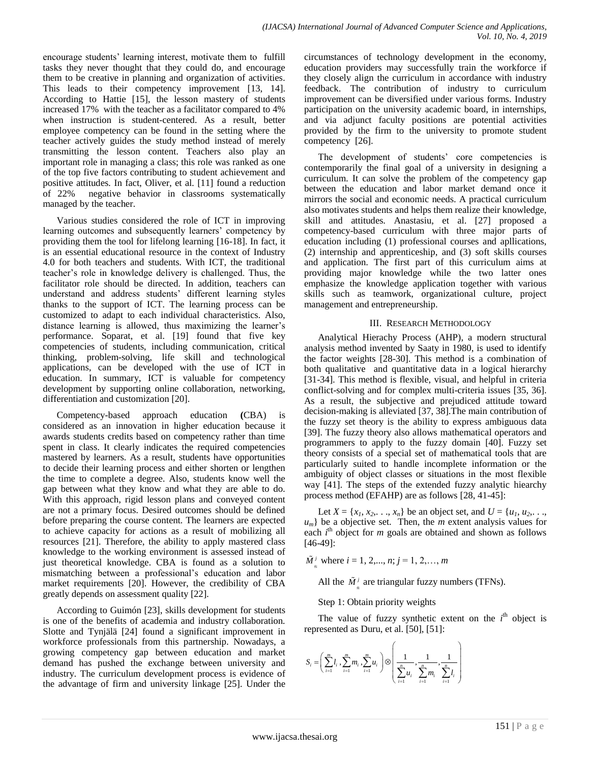encourage students' learning interest, motivate them to fulfill tasks they never thought that they could do, and encourage them to be creative in planning and organization of activities. This leads to their competency improvement [13, 14]. According to Hattie [15], the lesson mastery of students increased 17% with the teacher as a facilitator compared to 4% when instruction is student-centered. As a result, better employee competency can be found in the setting where the teacher actively guides the study method instead of merely transmitting the lesson content. Teachers also play an important role in managing a class; this role was ranked as one of the top five factors contributing to student achievement and positive attitudes. In fact, Oliver, et al. [11] found a reduction of 22% negative behavior in classrooms systematically managed by the teacher.

Various studies considered the role of ICT in improving learning outcomes and subsequently learners' competency by providing them the tool for lifelong learning [16-18]. In fact, it is an essential educational resource in the context of Industry 4.0 for both teachers and students. With ICT, the traditional teacher's role in knowledge delivery is challenged. Thus, the facilitator role should be directed. In addition, teachers can understand and address students' different learning styles thanks to the support of ICT. The learning process can be customized to adapt to each individual characteristics. Also, distance learning is allowed, thus maximizing the learner's performance. Soparat, et al. [19] found that five key competencies of students, including communication, critical thinking, problem-solving, life skill and technological applications, can be developed with the use of ICT in education. In summary, ICT is valuable for competency development by supporting online collaboration, networking, differentiation and customization [20].

Competency-based approach education **(**CBA) is considered as an innovation in higher education because it awards students credits based on competency rather than time spent in class. It clearly indicates the required competencies mastered by learners. As a result, students have opportunities to decide their learning process and either shorten or lengthen the time to complete a degree. Also, students know well the gap between what they know and what they are able to do. With this approach, rigid lesson plans and conveyed content are not a primary focus. Desired outcomes should be defined before preparing the course content. The learners are expected to achieve capacity for actions as a result of mobilizing all resources [21]. Therefore, the ability to apply mastered class knowledge to the working environment is assessed instead of just theoretical knowledge. CBA is found as a solution to mismatching between a professional's education and labor market requirements [20]. However, the credibility of CBA greatly depends on assessment quality [22].

According to Guimón [23], skills development for students is one of the benefits of academia and industry collaboration. Slotte and Tynjälä [24] found a significant improvement in workforce professionals from this partnership. Nowadays, a growing competency gap between education and market demand has pushed the exchange between university and industry. The curriculum development process is evidence of the advantage of firm and university linkage [25]. Under the circumstances of technology development in the economy, education providers may successfully train the workforce if they closely align the curriculum in accordance with industry feedback. The contribution of industry to curriculum improvement can be diversified under various forms. Industry participation on the university academic board, in internships, and via adjunct faculty positions are potential activities provided by the firm to the university to promote student competency [26].

The development of students' core competencies is contemporarily the final goal of a university in designing a curriculum. It can solve the problem of the competency gap between the education and labor market demand once it mirrors the social and economic needs. A practical curriculum also motivates students and helps them realize their knowledge, skill and attitudes. Anastasiu, et al. [27] proposed a competency-based curriculum with three major parts of education including (1) professional courses and apllications, (2) internship and apprenticeship, and (3) soft skills courses and application. The first part of this curriculum aims at providing major knowledge while the two latter ones emphasize the knowledge application together with various skills such as teamwork, organizational culture, project management and entrepreneurship.

## III. Research Methodology

Analytical Hierachy Process (AHP), a modern structural analysis method invented by Saaty in 1980, is used to identify the factor weights [28-30]. This method is a combination of both qualitative and quantitative data in a logical hierarchy [31-34]. This method is flexible, visual, and helpful in criteria conflict-solving and for complex multi-criteria issues [35, 36]. As a result, the subjective and prejudiced attitude toward decision-making is alleviated [37, 38].The main contribution of the fuzzy set theory is the ability to express ambiguous data [39]. The fuzzy theory also allows mathematical operators and programmers to apply to the fuzzy domain [40]. Fuzzy set theory consists of a special set of mathematical tools that are particularly suited to handle incomplete information or the ambiguity of object classes or situations in the most flexible way [41]. The steps of the extended fuzzy analytic hiearchy process method (EFAHP) are as follows [28, 41-45]:

Let $X = \{x_1, x_2, \ldots, x_n\}$ be an object set, and $U = \{u_1, u_2, \ldots, u_m\}$ be a objective set. Then, the $m$ extent analysis values for each $i^{th}$ object for $m$ goals are obtained and shown as follows [46-49]:

$\tilde{M}^j_{g_i}$ where $i = 1, 2, ..., n$; $j = 1, 2, …, m$

All the $\tilde{M}^j_{g_i}$ are triangular fuzzy numbers (TFNs).

Step 1: Obtain priority weights

The value of fuzzy synthetic extent on the $i^{th}$ object is represented as Duru, et al. [50], [51]:

$$S_i = \left(\sum_{i=1}^{m} l_i, \sum_{i=1}^{m} m_i, \sum_{i=1}^{m} u_i\right) \otimes \left(\frac{1}{\sum_{i=1}^{n} u_i}, \frac{1}{\sum_{i=1}^{n} m_i}, \frac{1}{\sum_{i=1}^{n} l_i}\right)$$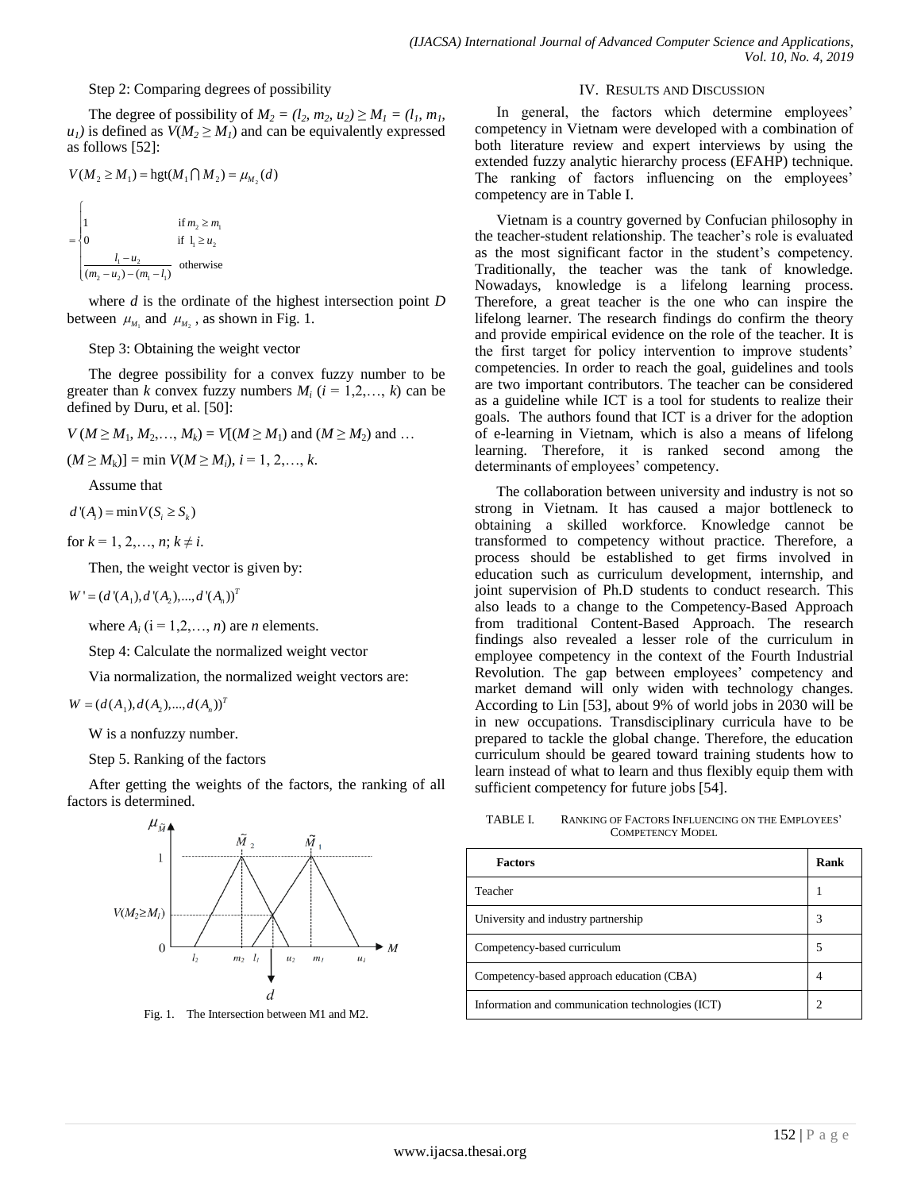Step 2: Comparing degrees of possibility

The degree of possibility of $M_2 = (l_2, m_2, u_2) \geq M_1 = (l_1, m_1, u_1)$ is defined as $V(M_2 \geq M_1)$ and can be equivalently expressed as follows [52]:

$$V(M_2 \geq M_1) = \text{hgt}(M_1 \cap M_2) = \mu_{M_2}(d)$$

$$= \begin{cases} 1 & \text{if } m_2 \geq m_1 \\ 0 & \text{if } l_1 \geq u_2 \\ \dfrac{l_1 - u_2}{(m_2 - u_2) - (m_1 - l_1)} & \text{otherwise} \end{cases}$$

where $d$ is the ordinate of the highest intersection point $D$ between $\mu_{M_1}$ and $\mu_{M_2}$, as shown in Fig. 1.

Step 3: Obtaining the weight vector

The degree possibility for a convex fuzzy number to be greater than $k$ convex fuzzy numbers $M_i$ ($i = 1,2,\ldots, k$) can be defined by Duru, et al. [50]:

$V(M \geq M_1, M_2,\ldots, M_k) = V[(M \geq M_1)$ and $(M \geq M_2)$ and …

$(M \geq M_k)] = \min V(M \geq M_i)$, $i = 1, 2,\ldots, k$.

Assume that

$$d'(A_i) = \min V(S_i \geq S_k)$$

for $k = 1, 2,\ldots, n$; $k \neq i$.

Then, the weight vector is given by:

$$W' = (d'(A_1), d'(A_2), \ldots, d'(A_n))^T$$

where $A_i$ ($i = 1,2,\ldots, n$) are $n$ elements.

Step 4: Calculate the normalized weight vector

Via normalization, the normalized weight vectors are:

$$W = (d(A_1), d(A_2), \ldots, d(A_n))^T$$

W is a nonfuzzy number.

Step 5. Ranking of the factors

After getting the weights of the factors, the ranking of all factors is determined.

$\mu_{\tilde{M}}$
$\tilde{M}_2$
$\tilde{M}_1$
1
$V(M_2 \geq M_1)$
0
$l_2$
$m_2$
$l_1$
$u_2$
$m_1$
$u_1$
M
d

Fig. 1. The Intersection between M1 and M2.

## IV. Results and Discussion

In general, the factors which determine employees' competency in Vietnam were developed with a combination of both literature review and expert interviews by using the extended fuzzy analytic hierarchy process (EFAHP) technique. The ranking of factors influencing on the employees' competency are in Table I.

Vietnam is a country governed by Confucian philosophy in the teacher-student relationship. The teacher's role is evaluated as the most significant factor in the student's competency. Traditionally, the teacher was the tank of knowledge. Nowadays, knowledge is a lifelong learning process. Therefore, a great teacher is the one who can inspire the lifelong learner. The research findings do confirm the theory and provide empirical evidence on the role of the teacher. It is the first target for policy intervention to improve students' competencies. In order to reach the goal, guidelines and tools are two important contributors. The teacher can be considered as a guideline while ICT is a tool for students to realize their goals. The authors found that ICT is a driver for the adoption of e-learning in Vietnam, which is also a means of lifelong learning. Therefore, it is ranked second among the determinants of employees' competency.

The collaboration between university and industry is not so strong in Vietnam. It has caused a major bottleneck to obtaining a skilled workforce. Knowledge cannot be transformed to competency without practice. Therefore, a process should be established to get firms involved in education such as curriculum development, internship, and joint supervision of Ph.D students to conduct research. This also leads to a change to the Competency-Based Approach from traditional Content-Based Approach. The research findings also revealed a lesser role of the curriculum in employee competency in the context of the Fourth Industrial Revolution. The gap between employees' competency and market demand will only widen with technology changes. According to Lin [53], about 9% of world jobs in 2030 will be in new occupations. Transdisciplinary curricula have to be prepared to tackle the global change. Therefore, the education curriculum should be geared toward training students how to learn instead of what to learn and thus flexibly equip them with sufficient competency for future jobs [54].

TABLE I. Ranking of Factors Influencing on the Employees' Competency Model

| Factors | Rank |
| --- | --- |
| Teacher | 1 |
| University and industry partnership | 3 |
| Competency-based curriculum | 5 |
| Competency-based approach education (CBA) | 4 |
| Information and communication technologies (ICT) | 2 |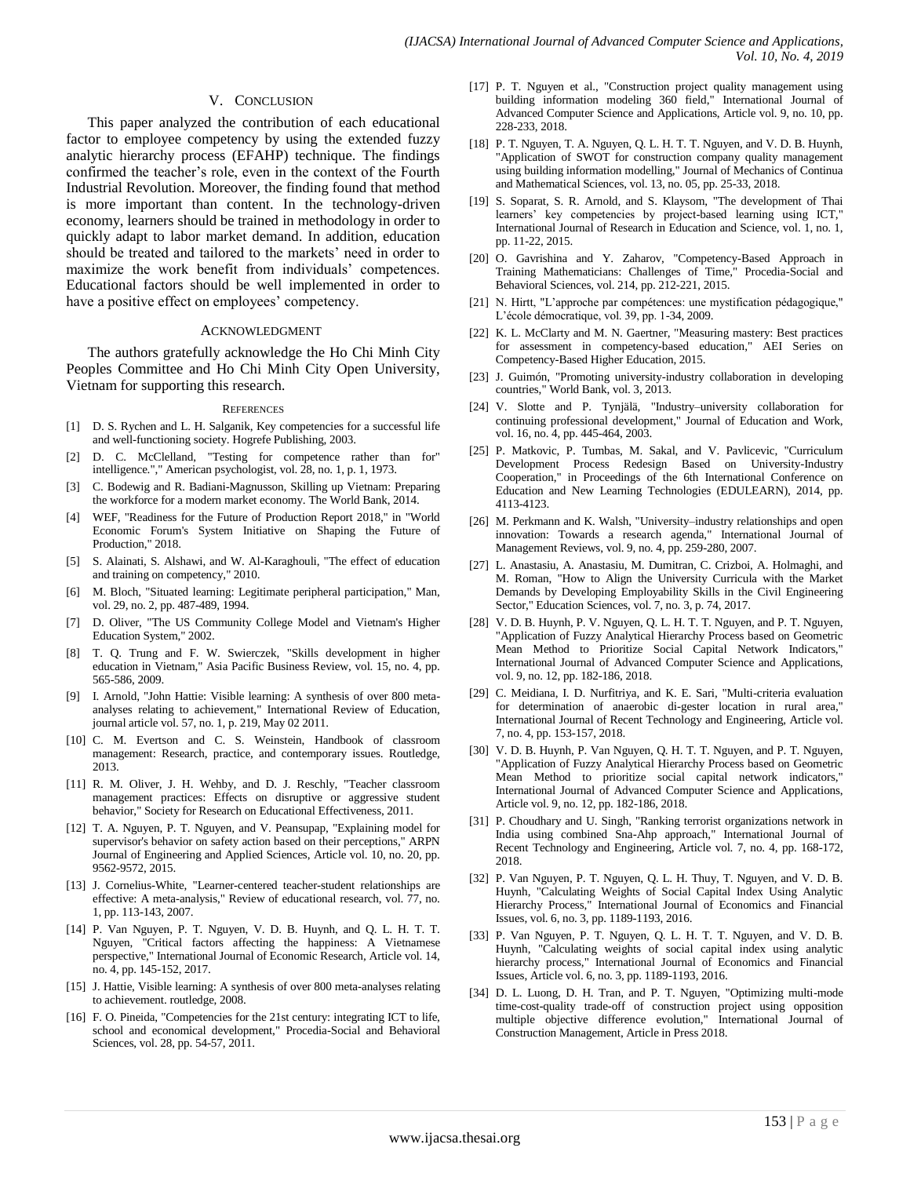## V. CONCLUSION

This paper analyzed the contribution of each educational factor to employee competency by using the extended fuzzy analytic hierarchy process (EFAHP) technique. The findings confirmed the teacher's role, even in the context of the Fourth Industrial Revolution. Moreover, the finding found that method is more important than content. In the technology-driven economy, learners should be trained in methodology in order to quickly adapt to labor market demand. In addition, education should be treated and tailored to the markets' need in order to maximize the work benefit from individuals' competences. Educational factors should be well implemented in order to have a positive effect on employees' competency.

## ACKNOWLEDGMENT

The authors gratefully acknowledge the Ho Chi Minh City Peoples Committee and Ho Chi Minh City Open University, Vietnam for supporting this research.

## REFERENCES

[1] D. S. Rychen and L. H. Salganik, Key competencies for a successful life and well-functioning society. Hogrefe Publishing, 2003.

[2] D. C. McClelland, "Testing for competence rather than for" intelligence."," American psychologist, vol. 28, no. 1, p. 1, 1973.

[3] C. Bodewig and R. Badiani-Magnusson, Skilling up Vietnam: Preparing the workforce for a modern market economy. The World Bank, 2014.

[4] WEF, "Readiness for the Future of Production Report 2018," in "World Economic Forum's System Initiative on Shaping the Future of Production," 2018.

[5] S. Alainati, S. Alshawi, and W. Al-Karaghouli, "The effect of education and training on competency," 2010.

[6] M. Bloch, "Situated learning: Legitimate peripheral participation," Man, vol. 29, no. 2, pp. 487-489, 1994.

[7] D. Oliver, "The US Community College Model and Vietnam's Higher Education System," 2002.

[8] T. Q. Trung and F. W. Swierczek, "Skills development in higher education in Vietnam," Asia Pacific Business Review, vol. 15, no. 4, pp. 565-586, 2009.

[9] I. Arnold, "John Hattie: Visible learning: A synthesis of over 800 meta-analyses relating to achievement," International Review of Education, journal article vol. 57, no. 1, p. 219, May 02 2011.

[10] C. M. Evertson and C. S. Weinstein, Handbook of classroom management: Research, practice, and contemporary issues. Routledge, 2013.

[11] R. M. Oliver, J. H. Wehby, and D. J. Reschly, "Teacher classroom management practices: Effects on disruptive or aggressive student behavior," Society for Research on Educational Effectiveness, 2011.

[12] T. A. Nguyen, P. T. Nguyen, and V. Peansupap, "Explaining model for supervisor's behavior on safety action based on their perceptions," ARPN Journal of Engineering and Applied Sciences, Article vol. 10, no. 20, pp. 9562-9572, 2015.

[13] J. Cornelius-White, "Learner-centered teacher-student relationships are effective: A meta-analysis," Review of educational research, vol. 77, no. 1, pp. 113-143, 2007.

[14] P. Van Nguyen, P. T. Nguyen, V. D. B. Huynh, and Q. L. H. T. T. Nguyen, "Critical factors affecting the happiness: A Vietnamese perspective," International Journal of Economic Research, Article vol. 14, no. 4, pp. 145-152, 2017.

[15] J. Hattie, Visible learning: A synthesis of over 800 meta-analyses relating to achievement. routledge, 2008.

[16] F. O. Pineida, "Competencies for the 21st century: integrating ICT to life, school and economical development," Procedia-Social and Behavioral Sciences, vol. 28, pp. 54-57, 2011.

[17] P. T. Nguyen et al., "Construction project quality management using building information modeling 360 field," International Journal of Advanced Computer Science and Applications, Article vol. 9, no. 10, pp. 228-233, 2018.

[18] P. T. Nguyen, T. A. Nguyen, Q. L. H. T. T. Nguyen, and V. D. B. Huynh, "Application of SWOT for construction company quality management using building information modelling," Journal of Mechanics of Continua and Mathematical Sciences, vol. 13, no. 05, pp. 25-33, 2018.

[19] S. Soparat, S. R. Arnold, and S. Klaysom, "The development of Thai learners' key competencies by project-based learning using ICT," International Journal of Research in Education and Science, vol. 1, no. 1, pp. 11-22, 2015.

[20] O. Gavrishina and Y. Zaharov, "Competency-Based Approach in Training Mathematicians: Challenges of Time," Procedia-Social and Behavioral Sciences, vol. 214, pp. 212-221, 2015.

[21] N. Hirtt, "L'approche par compétences: une mystification pédagogique," L'école démocratique, vol. 39, pp. 1-34, 2009.

[22] K. L. McClarty and M. N. Gaertner, "Measuring mastery: Best practices for assessment in competency-based education," AEI Series on Competency-Based Higher Education, 2015.

[23] J. Guimón, "Promoting university-industry collaboration in developing countries," World Bank, vol. 3, 2013.

[24] V. Slotte and P. Tynjälä, "Industry–university collaboration for continuing professional development," Journal of Education and Work, vol. 16, no. 4, pp. 445-464, 2003.

[25] P. Matkovic, P. Tumbas, M. Sakal, and V. Pavlicevic, "Curriculum Development Process Redesign Based on University-Industry Cooperation," in Proceedings of the 6th International Conference on Education and New Learning Technologies (EDULEARN), 2014, pp. 4113-4123.

[26] M. Perkmann and K. Walsh, "University–industry relationships and open innovation: Towards a research agenda," International Journal of Management Reviews, vol. 9, no. 4, pp. 259-280, 2007.

[27] L. Anastasiu, A. Anastasiu, M. Dumitran, C. Crizboi, A. Holmaghi, and M. Roman, "How to Align the University Curricula with the Market Demands by Developing Employability Skills in the Civil Engineering Sector," Education Sciences, vol. 7, no. 3, p. 74, 2017.

[28] V. D. B. Huynh, P. V. Nguyen, Q. L. H. T. T. Nguyen, and P. T. Nguyen, "Application of Fuzzy Analytical Hierarchy Process based on Geometric Mean Method to Prioritize Social Capital Network Indicators," International Journal of Advanced Computer Science and Applications, vol. 9, no. 12, pp. 182-186, 2018.

[29] C. Meidiana, I. D. Nurfitriya, and K. E. Sari, "Multi-criteria evaluation for determination of anaerobic di-gester location in rural area," International Journal of Recent Technology and Engineering, Article vol. 7, no. 4, pp. 153-157, 2018.

[30] V. D. B. Huynh, P. Van Nguyen, Q. H. T. T. Nguyen, and P. T. Nguyen, "Application of Fuzzy Analytical Hierarchy Process based on Geometric Mean Method to prioritize social capital network indicators," International Journal of Advanced Computer Science and Applications, Article vol. 9, no. 12, pp. 182-186, 2018.

[31] P. Choudhary and U. Singh, "Ranking terrorist organizations network in India using combined Sna-Ahp approach," International Journal of Recent Technology and Engineering, Article vol. 7, no. 4, pp. 168-172, 2018.

[32] P. Van Nguyen, P. T. Nguyen, Q. L. H. Thuy, T. Nguyen, and V. D. B. Huynh, "Calculating Weights of Social Capital Index Using Analytic Hierarchy Process," International Journal of Economics and Financial Issues, vol. 6, no. 3, pp. 1189-1193, 2016.

[33] P. Van Nguyen, P. T. Nguyen, Q. L. H. T. T. Nguyen, and V. D. B. Huynh, "Calculating weights of social capital index using analytic hierarchy process," International Journal of Economics and Financial Issues, Article vol. 6, no. 3, pp. 1189-1193, 2016.

[34] D. L. Luong, D. H. Tran, and P. T. Nguyen, "Optimizing multi-mode time-cost-quality trade-off of construction project using opposition multiple objective difference evolution," International Journal of Construction Management, Article in Press 2018.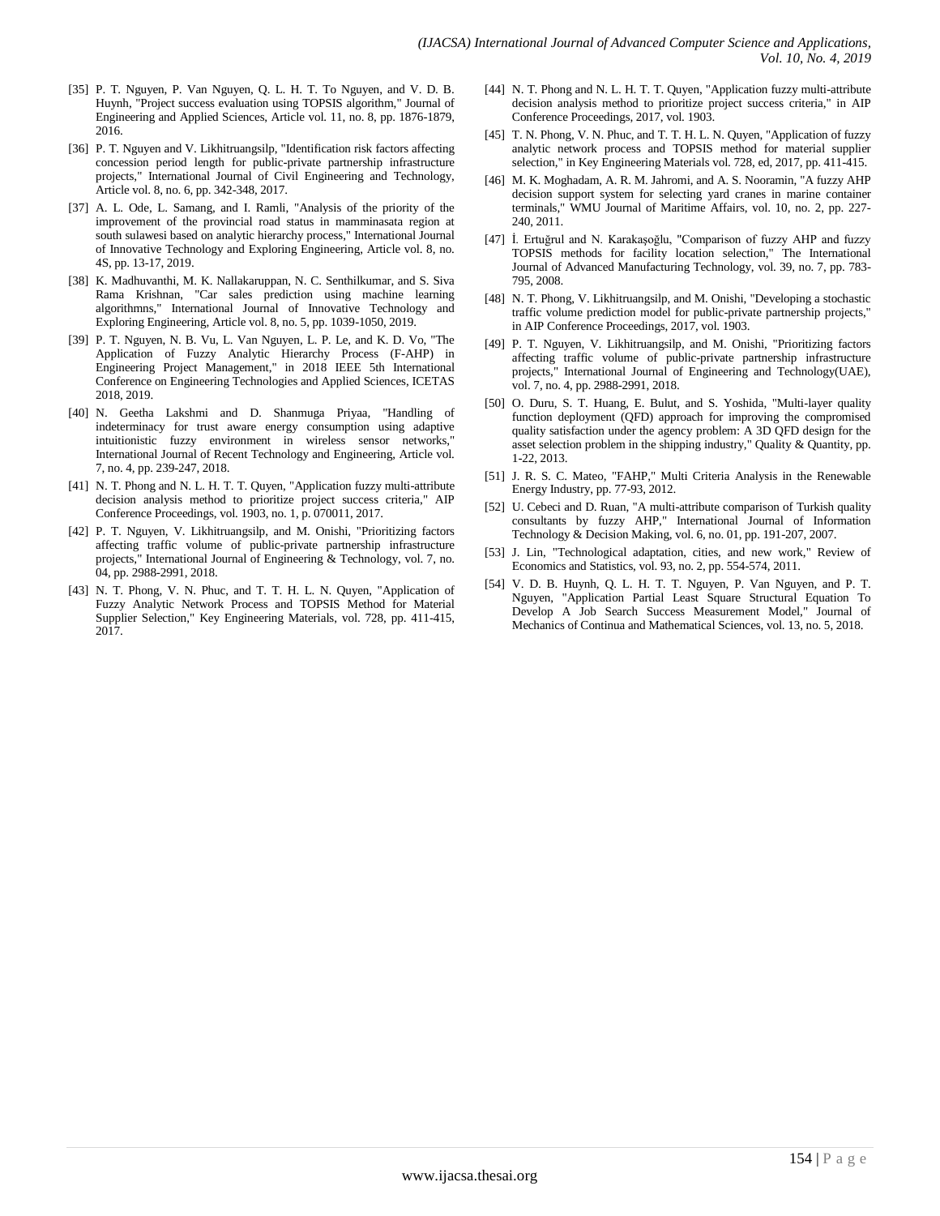[35] P. T. Nguyen, P. Van Nguyen, Q. L. H. T. To Nguyen, and V. D. B. Huynh, "Project success evaluation using TOPSIS algorithm," Journal of Engineering and Applied Sciences, Article vol. 11, no. 8, pp. 1876-1879, 2016.

[36] P. T. Nguyen and V. Likhitruangsilp, "Identification risk factors affecting concession period length for public-private partnership infrastructure projects," International Journal of Civil Engineering and Technology, Article vol. 8, no. 6, pp. 342-348, 2017.

[37] A. L. Ode, L. Samang, and I. Ramli, "Analysis of the priority of the improvement of the provincial road status in mamminasata region at south sulawesi based on analytic hierarchy process," International Journal of Innovative Technology and Exploring Engineering, Article vol. 8, no. 4S, pp. 13-17, 2019.

[38] K. Madhuvanthi, M. K. Nallakaruppan, N. C. Senthilkumar, and S. Siva Rama Krishnan, "Car sales prediction using machine learning algorithmns," International Journal of Innovative Technology and Exploring Engineering, Article vol. 8, no. 5, pp. 1039-1050, 2019.

[39] P. T. Nguyen, N. B. Vu, L. Van Nguyen, L. P. Le, and K. D. Vo, "The Application of Fuzzy Analytic Hierarchy Process (F-AHP) in Engineering Project Management," in 2018 IEEE 5th International Conference on Engineering Technologies and Applied Sciences, ICETAS 2018, 2019.

[40] N. Geetha Lakshmi and D. Shanmuga Priyaa, "Handling of indeterminacy for trust aware energy consumption using adaptive intuitionistic fuzzy environment in wireless sensor networks," International Journal of Recent Technology and Engineering, Article vol. 7, no. 4, pp. 239-247, 2018.

[41] N. T. Phong and N. L. H. T. T. Quyen, "Application fuzzy multi-attribute decision analysis method to prioritize project success criteria," AIP Conference Proceedings, vol. 1903, no. 1, p. 070011, 2017.

[42] P. T. Nguyen, V. Likhitruangsilp, and M. Onishi, "Prioritizing factors affecting traffic volume of public-private partnership infrastructure projects," International Journal of Engineering & Technology, vol. 7, no. 04, pp. 2988-2991, 2018.

[43] N. T. Phong, V. N. Phuc, and T. T. H. L. N. Quyen, "Application of Fuzzy Analytic Network Process and TOPSIS Method for Material Supplier Selection," Key Engineering Materials, vol. 728, pp. 411-415, 2017.

[44] N. T. Phong and N. L. H. T. T. Quyen, "Application fuzzy multi-attribute decision analysis method to prioritize project success criteria," in AIP Conference Proceedings, 2017, vol. 1903.

[45] T. N. Phong, V. N. Phuc, and T. T. H. L. N. Quyen, "Application of fuzzy analytic network process and TOPSIS method for material supplier selection," in Key Engineering Materials vol. 728, ed, 2017, pp. 411-415.

[46] M. K. Moghadam, A. R. M. Jahromi, and A. S. Nooramin, "A fuzzy AHP decision support system for selecting yard cranes in marine container terminals," WMU Journal of Maritime Affairs, vol. 10, no. 2, pp. 227-240, 2011.

[47] İ. Ertuğrul and N. Karakaşoğlu, "Comparison of fuzzy AHP and fuzzy TOPSIS methods for facility location selection," The International Journal of Advanced Manufacturing Technology, vol. 39, no. 7, pp. 783-795, 2008.

[48] N. T. Phong, V. Likhitruangsilp, and M. Onishi, "Developing a stochastic traffic volume prediction model for public-private partnership projects," in AIP Conference Proceedings, 2017, vol. 1903.

[49] P. T. Nguyen, V. Likhitruangsilp, and M. Onishi, "Prioritizing factors affecting traffic volume of public-private partnership infrastructure projects," International Journal of Engineering and Technology(UAE), vol. 7, no. 4, pp. 2988-2991, 2018.

[50] O. Duru, S. T. Huang, E. Bulut, and S. Yoshida, "Multi-layer quality function deployment (QFD) approach for improving the compromised quality satisfaction under the agency problem: A 3D QFD design for the asset selection problem in the shipping industry," Quality & Quantity, pp. 1-22, 2013.

[51] J. R. S. C. Mateo, "FAHP," Multi Criteria Analysis in the Renewable Energy Industry, pp. 77-93, 2012.

[52] U. Cebeci and D. Ruan, "A multi-attribute comparison of Turkish quality consultants by fuzzy AHP," International Journal of Information Technology & Decision Making, vol. 6, no. 01, pp. 191-207, 2007.

[53] J. Lin, "Technological adaptation, cities, and new work," Review of Economics and Statistics, vol. 93, no. 2, pp. 554-574, 2011.

[54] V. D. B. Huynh, Q. L. H. T. T. Nguyen, P. Van Nguyen, and P. T. Nguyen, "Application Partial Least Square Structural Equation To Develop A Job Search Success Measurement Model," Journal of Mechanics of Continua and Mathematical Sciences, vol. 13, no. 5, 2018.